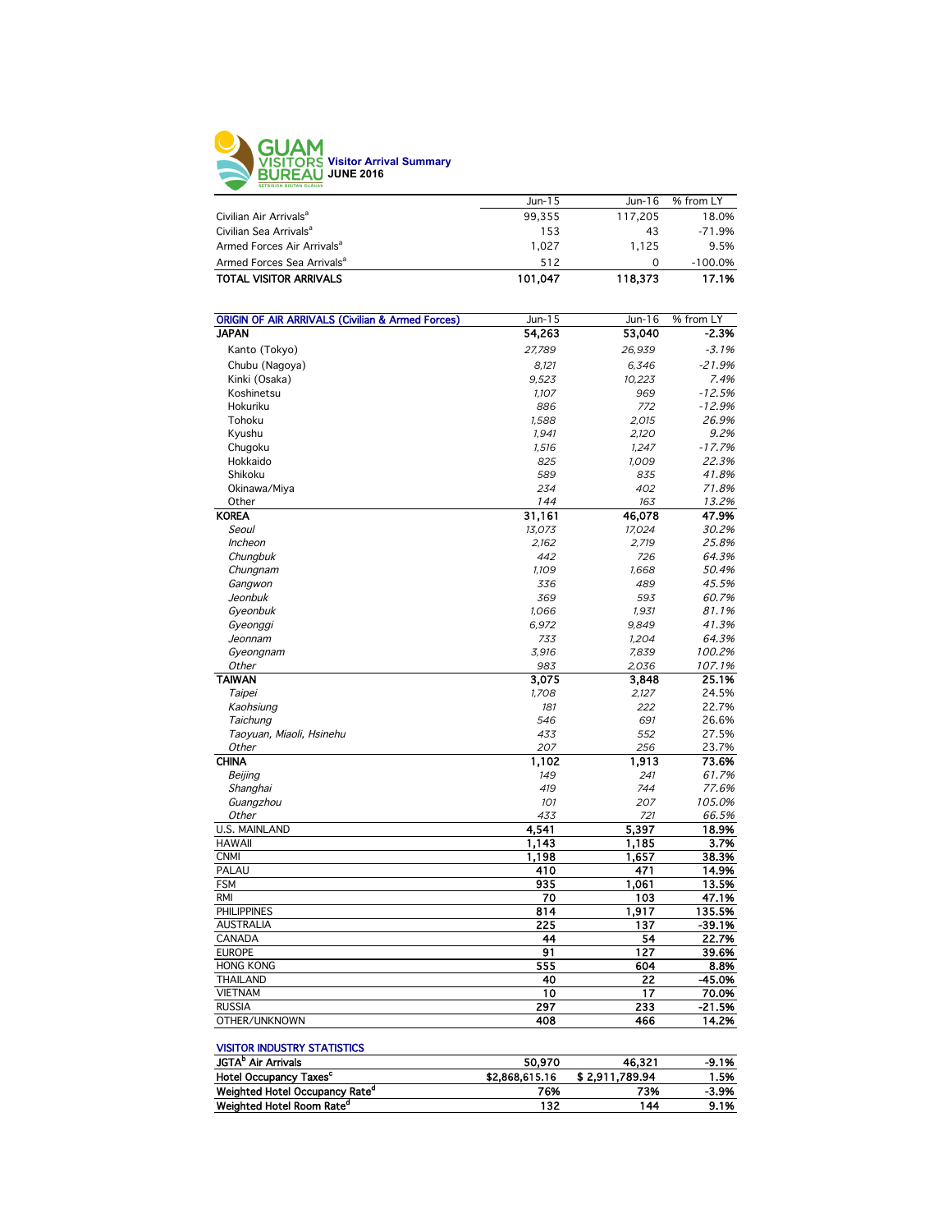# GUAM VISITORS BUREAU

## Visitor Arrival Summary
## JUNE 2016

| | Jun-15 | Jun-16 | % from LY |
|---|---|---|---|
| Civilian Air Arrivals[a] | 99,355 | 117,205 | 18.0% |
| Civilian Sea Arrivals[a] | 153 | 43 | -71.9% |
| Armed Forces Air Arrivals[a] | 1,027 | 1,125 | 9.5% |
| Armed Forces Sea Arrivals[a] | 512 | 0 | -100.0% |
| **TOTAL VISITOR ARRIVALS** | **101,047** | **118,373** | **17.1%** |

| ORIGIN OF AIR ARRIVALS (Civilian & Armed Forces) | Jun-15 | Jun-16 | % from LY |
|---|---|---|---|
| **JAPAN** | **54,263** | **53,040** | **-2.3%** |
| Kanto (Tokyo) | *27,789* | *26,939* | *-3.1%* |
| Chubu (Nagoya) | *8,121* | *6,346* | *-21.9%* |
| Kinki (Osaka) | *9,523* | *10,223* | *7.4%* |
| Koshinetsu | *1,107* | *969* | *-12.5%* |
| Hokuriku | *886* | *772* | *-12.9%* |
| Tohoku | *1,588* | *2,015* | *26.9%* |
| Kyushu | *1,941* | *2,120* | *9.2%* |
| Chugoku | *1,516* | *1,247* | *-17.7%* |
| Hokkaido | *825* | *1,009* | *22.3%* |
| Shikoku | *589* | *835* | *41.8%* |
| Okinawa/Miya | *234* | *402* | *71.8%* |
| Other | *144* | *163* | *13.2%* |
| **KOREA** | **31,161** | **46,078** | **47.9%** |
| *Seoul* | *13,073* | *17,024* | *30.2%* |
| *Incheon* | *2,162* | *2,719* | *25.8%* |
| *Chungbuk* | *442* | *726* | *64.3%* |
| *Chungnam* | *1,109* | *1,668* | *50.4%* |
| *Gangwon* | *336* | *489* | *45.5%* |
| *Jeonbuk* | *369* | *593* | *60.7%* |
| *Gyeonbuk* | *1,066* | *1,931* | *81.1%* |
| *Gyeonggi* | *6,972* | *9,849* | *41.3%* |
| *Jeonnam* | *733* | *1,204* | *64.3%* |
| *Gyeongnam* | *3,916* | *7,839* | *100.2%* |
| *Other* | *983* | *2,036* | *107.1%* |
| **TAIWAN** | **3,075** | **3,848** | **25.1%** |
| *Taipei* | *1,708* | *2,127* | 24.5% |
| *Kaohsiung* | *181* | *222* | 22.7% |
| *Taichung* | *546* | *691* | 26.6% |
| *Taoyuan, Miaoli, Hsinehu* | *433* | *552* | 27.5% |
| *Other* | *207* | *256* | 23.7% |
| **CHINA** | **1,102** | **1,913** | **73.6%** |
| *Beijing* | *149* | *241* | *61.7%* |
| *Shanghai* | *419* | *744* | *77.6%* |
| *Guangzhou* | *101* | *207* | *105.0%* |
| *Other* | *433* | *721* | *66.5%* |
| U.S. MAINLAND | **4,541** | **5,397** | **18.9%** |
| HAWAII | **1,143** | **1,185** | **3.7%** |
| CNMI | **1,198** | **1,657** | **38.3%** |
| PALAU | **410** | **471** | **14.9%** |
| FSM | **935** | **1,061** | **13.5%** |
| RMI | **70** | **103** | **47.1%** |
| PHILIPPINES | **814** | **1,917** | **135.5%** |
| AUSTRALIA | **225** | **137** | **-39.1%** |
| CANADA | **44** | **54** | **22.7%** |
| EUROPE | **91** | **127** | **39.6%** |
| HONG KONG | **555** | **604** | **8.8%** |
| THAILAND | **40** | **22** | **-45.0%** |
| VIETNAM | **10** | **17** | **70.0%** |
| RUSSIA | **297** | **233** | **-21.5%** |
| OTHER/UNKNOWN | **408** | **466** | **14.2%** |

| VISITOR INDUSTRY STATISTICS | | | |
|---|---|---|---|
| **JGTA[b] Air Arrivals** | **50,970** | **46,321** | **-9.1%** |
| **Hotel Occupancy Taxes[c]** | **$2,868,615.16** | **$ 2,911,789.94** | **1.5%** |
| **Weighted Hotel Occupancy Rate[d]** | **76%** | **73%** | **-3.9%** |
| **Weighted Hotel Room Rate[d]** | **132** | **144** | **9.1%** |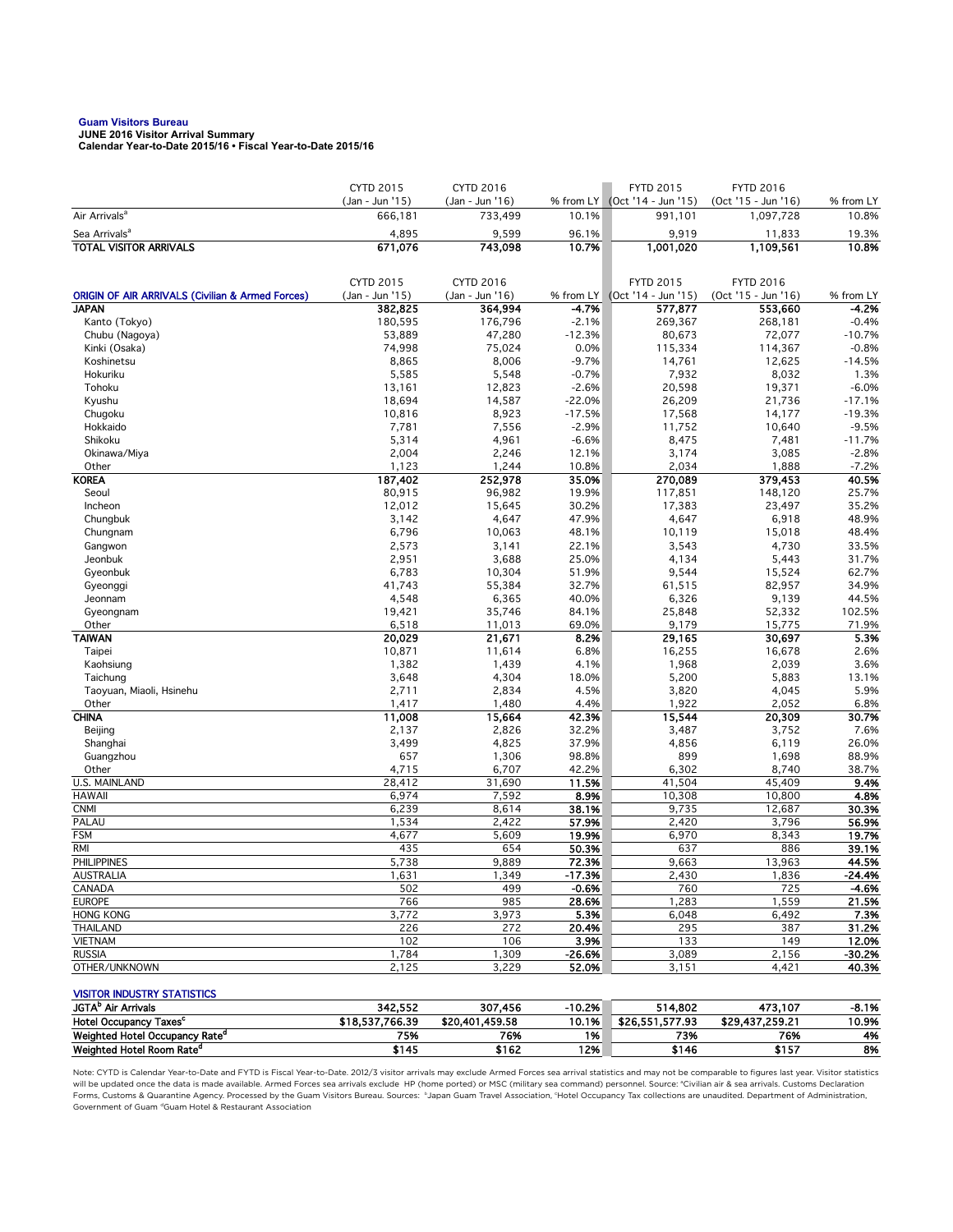**Guam Visitors Bureau**
**JUNE 2016 Visitor Arrival Summary**
**Calendar Year-to-Date 2015/16 • Fiscal Year-to-Date 2015/16**

| | CYTD 2015 (Jan - Jun '15) | CYTD 2016 (Jan - Jun '16) | % from LY | FYTD 2015 (Oct '14 - Jun '15) | FYTD 2016 (Oct '15 - Jun '16) | % from LY |
|---|---|---|---|---|---|---|
| Air Arrivals[a] | 666,181 | 733,499 | 10.1% | 991,101 | 1,097,728 | 10.8% |
| Sea Arrivals[a] | 4,895 | 9,599 | 96.1% | 9,919 | 11,833 | 19.3% |
| **TOTAL VISITOR ARRIVALS** | **671,076** | **743,098** | **10.7%** | **1,001,020** | **1,109,561** | **10.8%** |

| ORIGIN OF AIR ARRIVALS (Civilian & Armed Forces) | CYTD 2015 (Jan - Jun '15) | CYTD 2016 (Jan - Jun '16) | % from LY | FYTD 2015 (Oct '14 - Jun '15) | FYTD 2016 (Oct '15 - Jun '16) | % from LY |
|---|---|---|---|---|---|---|
| **JAPAN** | **382,825** | **364,994** | **-4.7%** | **577,877** | **553,660** | **-4.2%** |
| Kanto (Tokyo) | 180,595 | 176,796 | -2.1% | 269,367 | 268,181 | -0.4% |
| Chubu (Nagoya) | 53,889 | 47,280 | -12.3% | 80,673 | 72,077 | -10.7% |
| Kinki (Osaka) | 74,998 | 75,024 | 0.0% | 115,334 | 114,367 | -0.8% |
| Koshinetsu | 8,865 | 8,006 | -9.7% | 14,761 | 12,625 | -14.5% |
| Hokuriku | 5,585 | 5,548 | -0.7% | 7,932 | 8,032 | 1.3% |
| Tohoku | 13,161 | 12,823 | -2.6% | 20,598 | 19,371 | -6.0% |
| Kyushu | 18,694 | 14,587 | -22.0% | 26,209 | 21,736 | -17.1% |
| Chugoku | 10,816 | 8,923 | -17.5% | 17,568 | 14,177 | -19.3% |
| Hokkaido | 7,781 | 7,556 | -2.9% | 11,752 | 10,640 | -9.5% |
| Shikoku | 5,314 | 4,961 | -6.6% | 8,475 | 7,481 | -11.7% |
| Okinawa/Miya | 2,004 | 2,246 | 12.1% | 3,174 | 3,085 | -2.8% |
| Other | 1,123 | 1,244 | 10.8% | 2,034 | 1,888 | -7.2% |
| **KOREA** | **187,402** | **252,978** | **35.0%** | **270,089** | **379,453** | **40.5%** |
| Seoul | 80,915 | 96,982 | 19.9% | 117,851 | 148,120 | 25.7% |
| Incheon | 12,012 | 15,645 | 30.2% | 17,383 | 23,497 | 35.2% |
| Chungbuk | 3,142 | 4,647 | 47.9% | 4,647 | 6,918 | 48.9% |
| Chungnam | 6,796 | 10,063 | 48.1% | 10,119 | 15,018 | 48.4% |
| Gangwon | 2,573 | 3,141 | 22.1% | 3,543 | 4,730 | 33.5% |
| Jeonbuk | 2,951 | 3,688 | 25.0% | 4,134 | 5,443 | 31.7% |
| Gyeonbuk | 6,783 | 10,304 | 51.9% | 9,544 | 15,524 | 62.7% |
| Gyeonggi | 41,743 | 55,384 | 32.7% | 61,515 | 82,957 | 34.9% |
| Jeonnam | 4,548 | 6,365 | 40.0% | 6,326 | 9,139 | 44.5% |
| Gyeongnam | 19,421 | 35,746 | 84.1% | 25,848 | 52,332 | 102.5% |
| Other | 6,518 | 11,013 | 69.0% | 9,179 | 15,775 | 71.9% |
| **TAIWAN** | **20,029** | **21,671** | **8.2%** | **29,165** | **30,697** | **5.3%** |
| Taipei | 10,871 | 11,614 | 6.8% | 16,255 | 16,678 | 2.6% |
| Kaohsiung | 1,382 | 1,439 | 4.1% | 1,968 | 2,039 | 3.6% |
| Taichung | 3,648 | 4,304 | 18.0% | 5,200 | 5,883 | 13.1% |
| Taoyuan, Miaoli, Hsinehu | 2,711 | 2,834 | 4.5% | 3,820 | 4,045 | 5.9% |
| Other | 1,417 | 1,480 | 4.4% | 1,922 | 2,052 | 6.8% |
| **CHINA** | **11,008** | **15,664** | **42.3%** | **15,544** | **20,309** | **30.7%** |
| Beijing | 2,137 | 2,826 | 32.2% | 3,487 | 3,752 | 7.6% |
| Shanghai | 3,499 | 4,825 | 37.9% | 4,856 | 6,119 | 26.0% |
| Guangzhou | 657 | 1,306 | 98.8% | 899 | 1,698 | 88.9% |
| Other | 4,715 | 6,707 | 42.2% | 6,302 | 8,740 | 38.7% |
| U.S. MAINLAND | 28,412 | 31,690 | **11.5%** | 41,504 | 45,409 | **9.4%** |
| HAWAII | 6,974 | 7,592 | **8.9%** | 10,308 | 10,800 | **4.8%** |
| CNMI | 6,239 | 8,614 | **38.1%** | 9,735 | 12,687 | **30.3%** |
| PALAU | 1,534 | 2,422 | **57.9%** | 2,420 | 3,796 | **56.9%** |
| FSM | 4,677 | 5,609 | **19.9%** | 6,970 | 8,343 | **19.7%** |
| RMI | 435 | 654 | **50.3%** | 637 | 886 | **39.1%** |
| PHILIPPINES | 5,738 | 9,889 | **72.3%** | 9,663 | 13,963 | **44.5%** |
| AUSTRALIA | 1,631 | 1,349 | **-17.3%** | 2,430 | 1,836 | **-24.4%** |
| CANADA | 502 | 499 | **-0.6%** | 760 | 725 | **-4.6%** |
| EUROPE | 766 | 985 | **28.6%** | 1,283 | 1,559 | **21.5%** |
| HONG KONG | 3,772 | 3,973 | **5.3%** | 6,048 | 6,492 | **7.3%** |
| THAILAND | 226 | 272 | **20.4%** | 295 | 387 | **31.2%** |
| VIETNAM | 102 | 106 | **3.9%** | 133 | 149 | **12.0%** |
| RUSSIA | 1,784 | 1,309 | **-26.6%** | 3,089 | 2,156 | **-30.2%** |
| OTHER/UNKNOWN | 2,125 | 3,229 | **52.0%** | 3,151 | 4,421 | **40.3%** |

| VISITOR INDUSTRY STATISTICS | | | | | | |
|---|---|---|---|---|---|---|
| **JGTA[b] Air Arrivals** | **342,552** | **307,456** | **-10.2%** | **514,802** | **473,107** | **-8.1%** |
| **Hotel Occupancy Taxes[c]** | **$18,537,766.39** | **$20,401,459.58** | **10.1%** | **$26,551,577.93** | **$29,437,259.21** | **10.9%** |
| **Weighted Hotel Occupancy Rate[d]** | **75%** | **76%** | **1%** | **73%** | **76%** | **4%** |
| **Weighted Hotel Room Rate[d]** | **$145** | **$162** | **12%** | **$146** | **$157** | **8%** |

Note: CYTD is Calendar Year-to-Date and FYTD is Fiscal Year-to-Date. 2012/3 visitor arrivals may exclude Armed Forces sea arrival statistics and may not be comparable to figures last year. Visitor statistics will be updated once the data is made available. Armed Forces sea arrivals exclude HP (home ported) or MSC (military sea command) personnel. Source: [a]Civilian air & sea arrivals. Customs Declaration Forms, Customs & Quarantine Agency. Processed by the Guam Visitors Bureau. Sources: [b]Japan Guam Travel Association, [c]Hotel Occupancy Tax collections are unaudited. Department of Administration, Government of Guam [d]Guam Hotel & Restaurant Association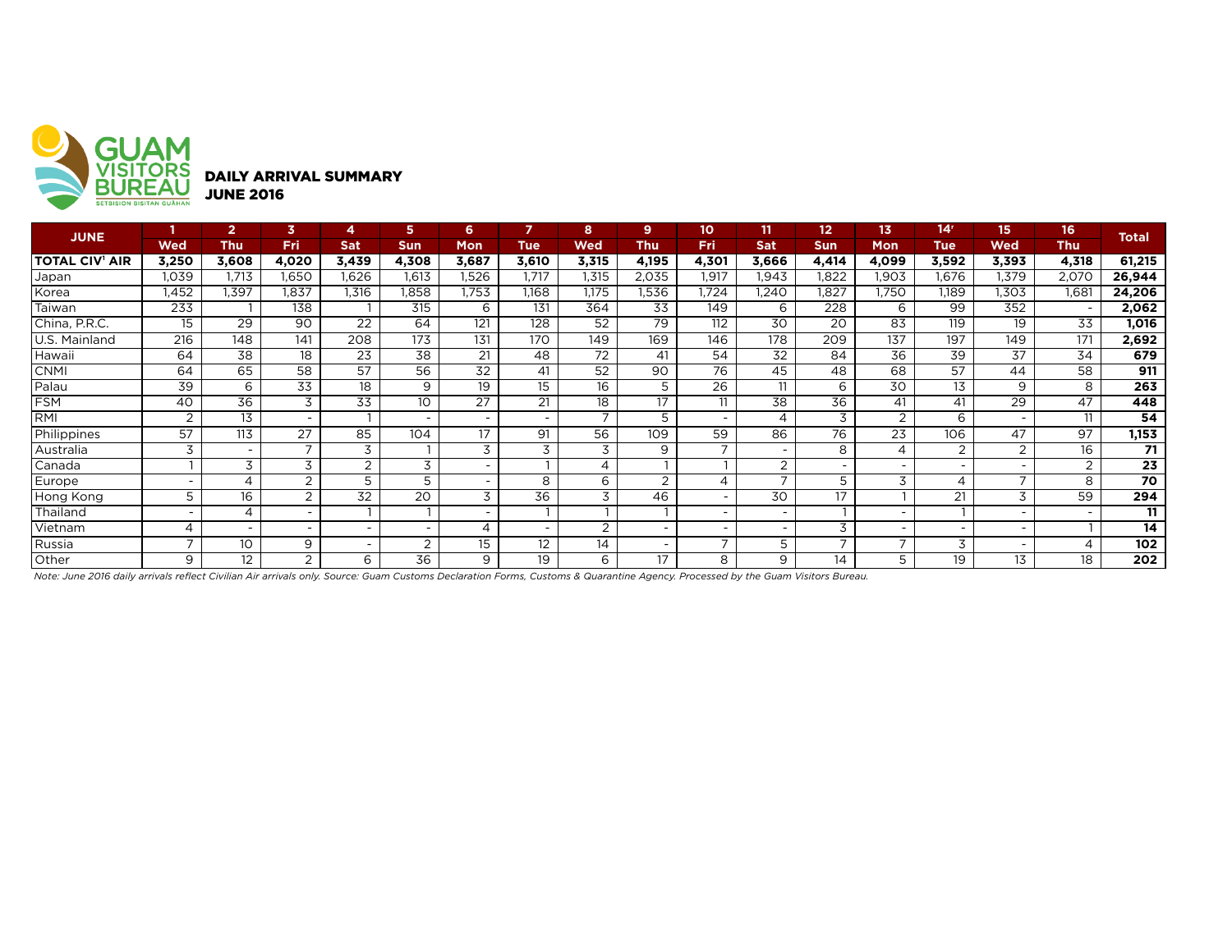# GUAM VISITORS BUREAU

SETBISION BISITAN GUÅHAN

## DAILY ARRIVAL SUMMARY
## JUNE 2016

| JUNE | 1 | 2 | 3 | 4 | 5 | 6 | 7 | 8 | 9 | 10 | 11 | 12 | 13 | 14[r] | 15 | 16 | Total |
|---|---|---|---|---|---|---|---|---|---|---|---|---|---|---|---|---|---|
| | Wed | Thu | Fri | Sat | Sun | Mon | Tue | Wed | Thu | Fri | Sat | Sun | Mon | Tue | Wed | Thu | |
| **TOTAL CIV[1] AIR** | **3,250** | **3,608** | **4,020** | **3,439** | **4,308** | **3,687** | **3,610** | **3,315** | **4,195** | **4,301** | **3,666** | **4,414** | **4,099** | **3,592** | **3,393** | **4,318** | **61,215** |
| Japan | 1,039 | 1,713 | 1,650 | 1,626 | 1,613 | 1,526 | 1,717 | 1,315 | 2,035 | 1,917 | 1,943 | 1,822 | 1,903 | 1,676 | 1,379 | 2,070 | **26,944** |
| Korea | 1,452 | 1,397 | 1,837 | 1,316 | 1,858 | 1,753 | 1,168 | 1,175 | 1,536 | 1,724 | 1,240 | 1,827 | 1,750 | 1,189 | 1,303 | 1,681 | **24,206** |
| Taiwan | 233 | 1 | 138 | 1 | 315 | 6 | 131 | 364 | 33 | 149 | 6 | 228 | 6 | 99 | 352 | - | **2,062** |
| China, P.R.C. | 15 | 29 | 90 | 22 | 64 | 121 | 128 | 52 | 79 | 112 | 30 | 20 | 83 | 119 | 19 | 33 | **1,016** |
| U.S. Mainland | 216 | 148 | 141 | 208 | 173 | 131 | 170 | 149 | 169 | 146 | 178 | 209 | 137 | 197 | 149 | 171 | **2,692** |
| Hawaii | 64 | 38 | 18 | 23 | 38 | 21 | 48 | 72 | 41 | 54 | 32 | 84 | 36 | 39 | 37 | 34 | **679** |
| CNMI | 64 | 65 | 58 | 57 | 56 | 32 | 41 | 52 | 90 | 76 | 45 | 48 | 68 | 57 | 44 | 58 | **911** |
| Palau | 39 | 6 | 33 | 18 | 9 | 19 | 15 | 16 | 5 | 26 | 11 | 6 | 30 | 13 | 9 | 8 | **263** |
| FSM | 40 | 36 | 3 | 33 | 10 | 27 | 21 | 18 | 17 | 11 | 38 | 36 | 41 | 41 | 29 | 47 | **448** |
| RMI | 2 | 13 | - | 1 | - | - | - | 7 | 5 | - | 4 | 3 | 2 | 6 | - | 11 | **54** |
| Philippines | 57 | 113 | 27 | 85 | 104 | 17 | 91 | 56 | 109 | 59 | 86 | 76 | 23 | 106 | 47 | 97 | **1,153** |
| Australia | 3 | - | 7 | 3 | 1 | 3 | 3 | 3 | 9 | 7 | - | 8 | 4 | 2 | 2 | 16 | **71** |
| Canada | 1 | 3 | 3 | 2 | 3 | - | 1 | 4 | 1 | 1 | 2 | - | - | - | - | 2 | **23** |
| Europe | - | 4 | 2 | 5 | 5 | - | 8 | 6 | 2 | 4 | 7 | 5 | 3 | 4 | 7 | 8 | **70** |
| Hong Kong | 5 | 16 | 2 | 32 | 20 | 3 | 36 | 3 | 46 | - | 30 | 17 | 1 | 21 | 3 | 59 | **294** |
| Thailand | - | 4 | - | 1 | 1 | - | 1 | 1 | 1 | - | - | 1 | - | 1 | - | - | **11** |
| Vietnam | 4 | - | - | - | - | 4 | - | 2 | - | - | - | 3 | - | - | - | 1 | **14** |
| Russia | 7 | 10 | 9 | - | 2 | 15 | 12 | 14 | - | 7 | 5 | 7 | 7 | 3 | - | 4 | **102** |
| Other | 9 | 12 | 2 | 6 | 36 | 9 | 19 | 6 | 17 | 8 | 9 | 14 | 5 | 19 | 13 | 18 | **202** |

*Note: June 2016 daily arrivals reflect Civilian Air arrivals only. Source: Guam Customs Declaration Forms, Customs & Quarantine Agency. Processed by the Guam Visitors Bureau.*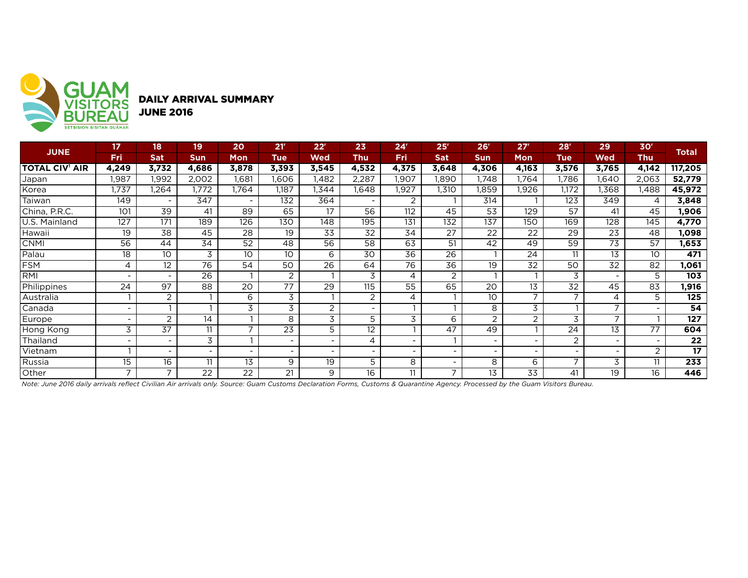GUAM VISITORS BUREAU
SETBISION BISITAN GUÅHAN

# DAILY ARRIVAL SUMMARY
## JUNE 2016

| JUNE | 17 | 18 | 19 | 20 | 21' | 22' | 23 | 24' | 25' | 26' | 27' | 28' | 29 | 30' | Total |
|---|---|---|---|---|---|---|---|---|---|---|---|---|---|---|---|
| | Fri | Sat | Sun | Mon | Tue | Wed | Thu | Fri | Sat | Sun | Mon | Tue | Wed | Thu | |
| **TOTAL CIV' AIR** | **4,249** | **3,732** | **4,686** | **3,878** | **3,393** | **3,545** | **4,532** | **4,375** | **3,648** | **4,306** | **4,163** | **3,576** | **3,765** | **4,142** | **117,205** |
| Japan | 1,987 | 1,992 | 2,002 | 1,681 | 1,606 | 1,482 | 2,287 | 1,907 | 1,890 | 1,748 | 1,764 | 1,786 | 1,640 | 2,063 | **52,779** |
| Korea | 1,737 | 1,264 | 1,772 | 1,764 | 1,187 | 1,344 | 1,648 | 1,927 | 1,310 | 1,859 | 1,926 | 1,172 | 1,368 | 1,488 | **45,972** |
| Taiwan | 149 | - | 347 | - | 132 | 364 | - | 2 | 1 | 314 | 1 | 123 | 349 | 4 | **3,848** |
| China, P.R.C. | 101 | 39 | 41 | 89 | 65 | 17 | 56 | 112 | 45 | 53 | 129 | 57 | 41 | 45 | **1,906** |
| U.S. Mainland | 127 | 171 | 189 | 126 | 130 | 148 | 195 | 131 | 132 | 137 | 150 | 169 | 128 | 145 | **4,770** |
| Hawaii | 19 | 38 | 45 | 28 | 19 | 33 | 32 | 34 | 27 | 22 | 22 | 29 | 23 | 48 | **1,098** |
| CNMI | 56 | 44 | 34 | 52 | 48 | 56 | 58 | 63 | 51 | 42 | 49 | 59 | 73 | 57 | **1,653** |
| Palau | 18 | 10 | 3 | 10 | 10 | 6 | 30 | 36 | 26 | 1 | 24 | 11 | 13 | 10 | **471** |
| FSM | 4 | 12 | 76 | 54 | 50 | 26 | 64 | 76 | 36 | 19 | 32 | 50 | 32 | 82 | **1,061** |
| RMI | - | - | 26 | 1 | 2 | 1 | 3 | 4 | 2 | 1 | 1 | 3 | - | 5 | **103** |
| Philippines | 24 | 97 | 88 | 20 | 77 | 29 | 115 | 55 | 65 | 20 | 13 | 32 | 45 | 83 | **1,916** |
| Australia | 1 | 2 | 1 | 6 | 3 | 1 | 2 | 4 | 1 | 10 | 7 | 7 | 4 | 5 | **125** |
| Canada | - | 1 | 1 | 3 | 3 | 2 | - | 1 | 1 | 8 | 3 | 1 | 7 | - | **54** |
| Europe | - | 2 | 14 | 1 | 8 | 3 | 5 | 3 | 6 | 2 | 2 | 3 | 7 | 1 | **127** |
| Hong Kong | 3 | 37 | 11 | 7 | 23 | 5 | 12 | 1 | 47 | 49 | 1 | 24 | 13 | 77 | **604** |
| Thailand | - | - | 3 | 1 | - | - | 4 | - | 1 | - | - | 2 | - | - | **22** |
| Vietnam | 1 | - | - | - | - | - | - | - | - | - | - | - | - | 2 | **17** |
| Russia | 15 | 16 | 11 | 13 | 9 | 19 | 5 | 8 | - | 8 | 6 | 7 | 3 | 11 | **233** |
| Other | 7 | 7 | 22 | 22 | 21 | 9 | 16 | 11 | 7 | 13 | 33 | 41 | 19 | 16 | **446** |

*Note: June 2016 daily arrivals reflect Civilian Air arrivals only. Source: Guam Customs Declaration Forms, Customs & Quarantine Agency. Processed by the Guam Visitors Bureau.*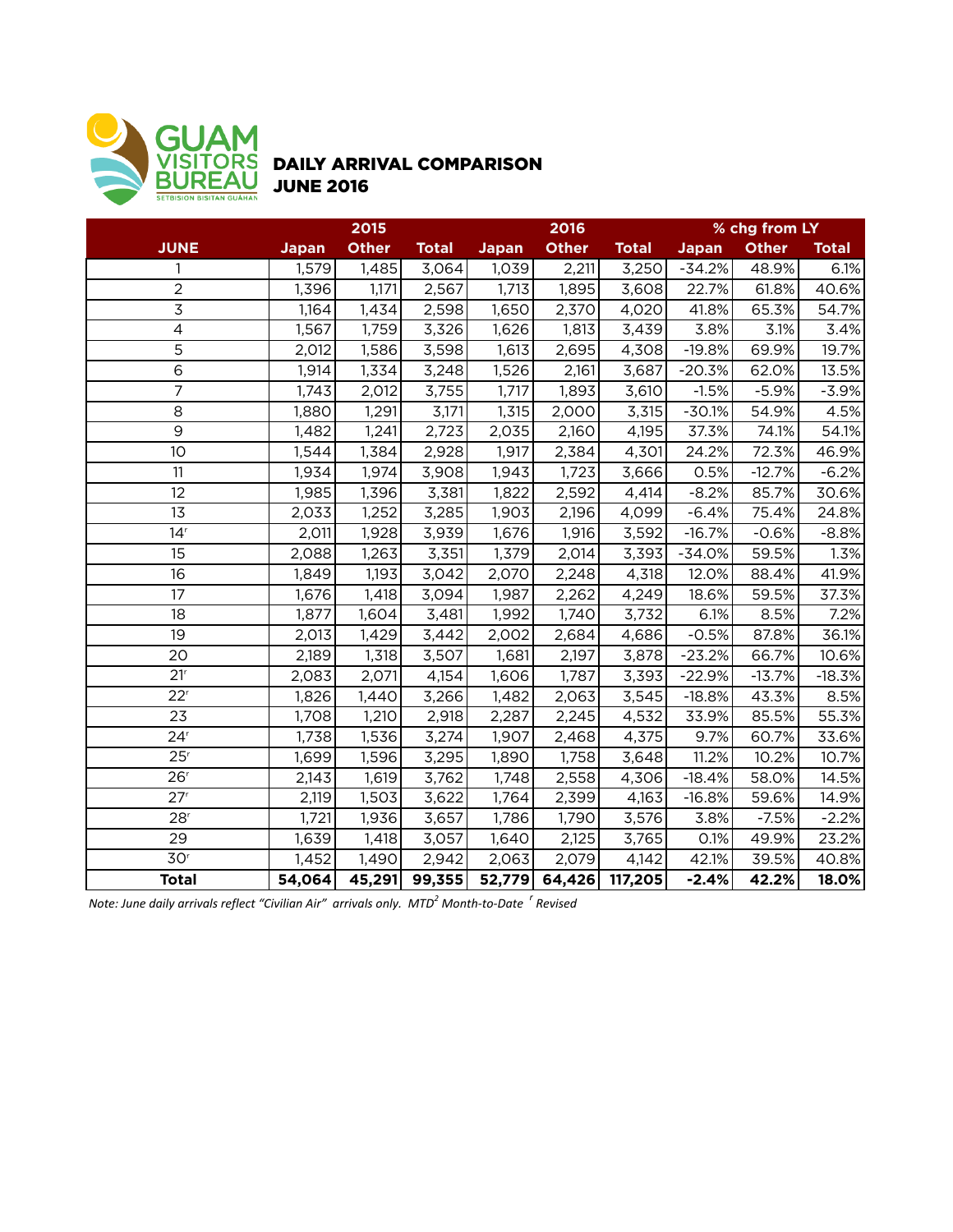GUAM VISITORS BUREAU
SETBISION BISITAN GUÅHAN

# DAILY ARRIVAL COMPARISON
# JUNE 2016

| JUNE | 2015 Japan | 2015 Other | 2015 Total | 2016 Japan | 2016 Other | 2016 Total | % chg from LY Japan | % chg from LY Other | % chg from LY Total |
|---|---|---|---|---|---|---|---|---|---|
| 1 | 1,579 | 1,485 | 3,064 | 1,039 | 2,211 | 3,250 | -34.2% | 48.9% | 6.1% |
| 2 | 1,396 | 1,171 | 2,567 | 1,713 | 1,895 | 3,608 | 22.7% | 61.8% | 40.6% |
| 3 | 1,164 | 1,434 | 2,598 | 1,650 | 2,370 | 4,020 | 41.8% | 65.3% | 54.7% |
| 4 | 1,567 | 1,759 | 3,326 | 1,626 | 1,813 | 3,439 | 3.8% | 3.1% | 3.4% |
| 5 | 2,012 | 1,586 | 3,598 | 1,613 | 2,695 | 4,308 | -19.8% | 69.9% | 19.7% |
| 6 | 1,914 | 1,334 | 3,248 | 1,526 | 2,161 | 3,687 | -20.3% | 62.0% | 13.5% |
| 7 | 1,743 | 2,012 | 3,755 | 1,717 | 1,893 | 3,610 | -1.5% | -5.9% | -3.9% |
| 8 | 1,880 | 1,291 | 3,171 | 1,315 | 2,000 | 3,315 | -30.1% | 54.9% | 4.5% |
| 9 | 1,482 | 1,241 | 2,723 | 2,035 | 2,160 | 4,195 | 37.3% | 74.1% | 54.1% |
| 10 | 1,544 | 1,384 | 2,928 | 1,917 | 2,384 | 4,301 | 24.2% | 72.3% | 46.9% |
| 11 | 1,934 | 1,974 | 3,908 | 1,943 | 1,723 | 3,666 | 0.5% | -12.7% | -6.2% |
| 12 | 1,985 | 1,396 | 3,381 | 1,822 | 2,592 | 4,414 | -8.2% | 85.7% | 30.6% |
| 13 | 2,033 | 1,252 | 3,285 | 1,903 | 2,196 | 4,099 | -6.4% | 75.4% | 24.8% |
| 14[r] | 2,011 | 1,928 | 3,939 | 1,676 | 1,916 | 3,592 | -16.7% | -0.6% | -8.8% |
| 15 | 2,088 | 1,263 | 3,351 | 1,379 | 2,014 | 3,393 | -34.0% | 59.5% | 1.3% |
| 16 | 1,849 | 1,193 | 3,042 | 2,070 | 2,248 | 4,318 | 12.0% | 88.4% | 41.9% |
| 17 | 1,676 | 1,418 | 3,094 | 1,987 | 2,262 | 4,249 | 18.6% | 59.5% | 37.3% |
| 18 | 1,877 | 1,604 | 3,481 | 1,992 | 1,740 | 3,732 | 6.1% | 8.5% | 7.2% |
| 19 | 2,013 | 1,429 | 3,442 | 2,002 | 2,684 | 4,686 | -0.5% | 87.8% | 36.1% |
| 20 | 2,189 | 1,318 | 3,507 | 1,681 | 2,197 | 3,878 | -23.2% | 66.7% | 10.6% |
| 21[r] | 2,083 | 2,071 | 4,154 | 1,606 | 1,787 | 3,393 | -22.9% | -13.7% | -18.3% |
| 22[r] | 1,826 | 1,440 | 3,266 | 1,482 | 2,063 | 3,545 | -18.8% | 43.3% | 8.5% |
| 23 | 1,708 | 1,210 | 2,918 | 2,287 | 2,245 | 4,532 | 33.9% | 85.5% | 55.3% |
| 24[r] | 1,738 | 1,536 | 3,274 | 1,907 | 2,468 | 4,375 | 9.7% | 60.7% | 33.6% |
| 25[r] | 1,699 | 1,596 | 3,295 | 1,890 | 1,758 | 3,648 | 11.2% | 10.2% | 10.7% |
| 26[r] | 2,143 | 1,619 | 3,762 | 1,748 | 2,558 | 4,306 | -18.4% | 58.0% | 14.5% |
| 27[r] | 2,119 | 1,503 | 3,622 | 1,764 | 2,399 | 4,163 | -16.8% | 59.6% | 14.9% |
| 28[r] | 1,721 | 1,936 | 3,657 | 1,786 | 1,790 | 3,576 | 3.8% | -7.5% | -2.2% |
| 29 | 1,639 | 1,418 | 3,057 | 1,640 | 2,125 | 3,765 | 0.1% | 49.9% | 23.2% |
| 30[r] | 1,452 | 1,490 | 2,942 | 2,063 | 2,079 | 4,142 | 42.1% | 39.5% | 40.8% |
| **Total** | **54,064** | **45,291** | **99,355** | **52,779** | **64,426** | **117,205** | **-2.4%** | **42.2%** | **18.0%** |

*Note: June daily arrivals reflect "Civilian Air" arrivals only. MTD[2] Month-to-Date [r] Revised*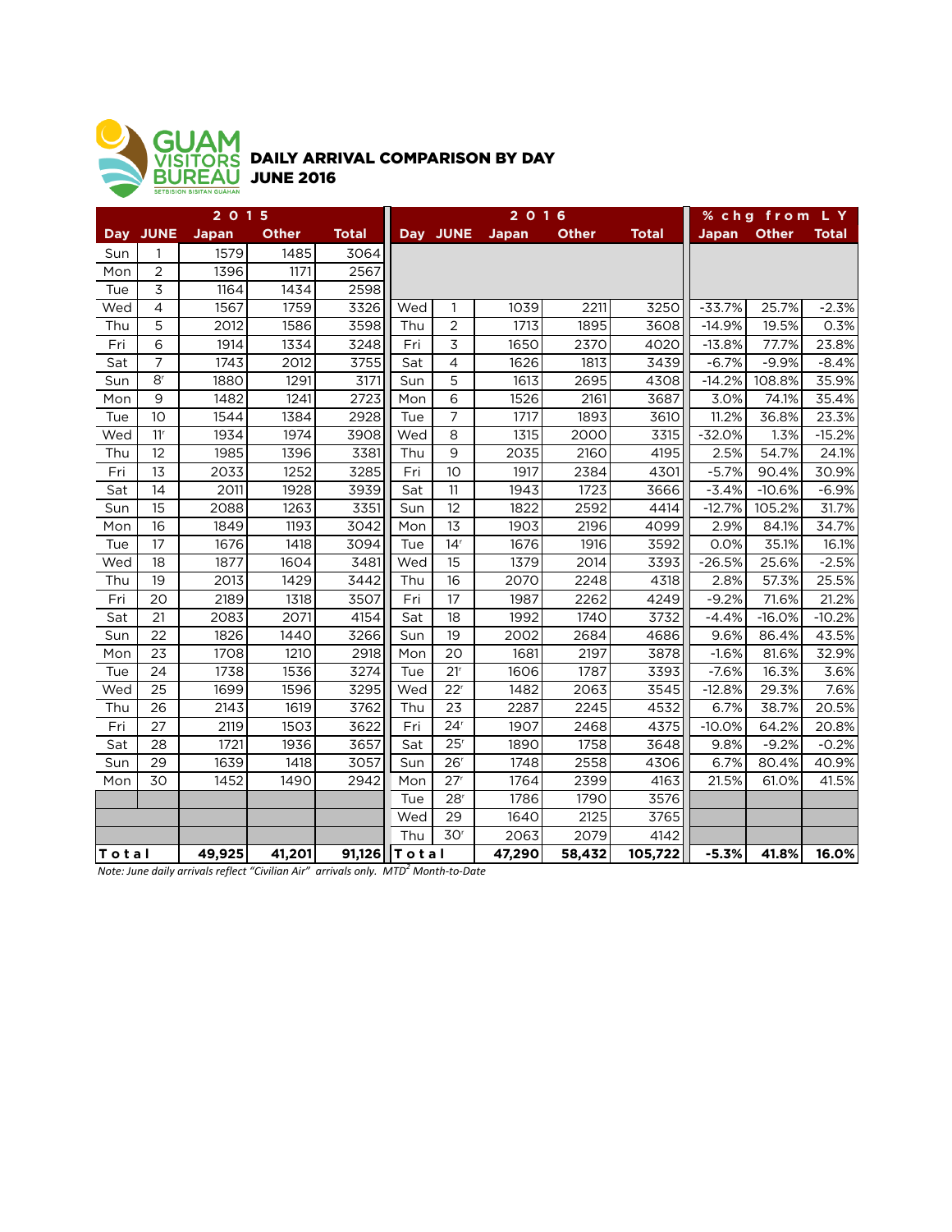GUAM VISITORS BUREAU
SETBISION BISITAN GUÅHAN

# DAILY ARRIVAL COMPARISON BY DAY
## JUNE 2016

| 2015 | | | | | 2016 | | | | | % chg from LY | | |
|---|---|---|---|---|---|---|---|---|---|---|---|---|
| Day | JUNE | Japan | Other | Total | Day | JUNE | Japan | Other | Total | Japan | Other | Total |
| Sun | 1 | 1579 | 1485 | 3064 | | | | | | | | |
| Mon | 2 | 1396 | 1171 | 2567 | | | | | | | | |
| Tue | 3 | 1164 | 1434 | 2598 | | | | | | | | |
| Wed | 4 | 1567 | 1759 | 3326 | Wed | 1 | 1039 | 2211 | 3250 | -33.7% | 25.7% | -2.3% |
| Thu | 5 | 2012 | 1586 | 3598 | Thu | 2 | 1713 | 1895 | 3608 | -14.9% | 19.5% | 0.3% |
| Fri | 6 | 1914 | 1334 | 3248 | Fri | 3 | 1650 | 2370 | 4020 | -13.8% | 77.7% | 23.8% |
| Sat | 7 | 1743 | 2012 | 3755 | Sat | 4 | 1626 | 1813 | 3439 | -6.7% | -9.9% | -8.4% |
| Sun | 8r | 1880 | 1291 | 3171 | Sun | 5 | 1613 | 2695 | 4308 | -14.2% | 108.8% | 35.9% |
| Mon | 9 | 1482 | 1241 | 2723 | Mon | 6 | 1526 | 2161 | 3687 | 3.0% | 74.1% | 35.4% |
| Tue | 10 | 1544 | 1384 | 2928 | Tue | 7 | 1717 | 1893 | 3610 | 11.2% | 36.8% | 23.3% |
| Wed | 11r | 1934 | 1974 | 3908 | Wed | 8 | 1315 | 2000 | 3315 | -32.0% | 1.3% | -15.2% |
| Thu | 12 | 1985 | 1396 | 3381 | Thu | 9 | 2035 | 2160 | 4195 | 2.5% | 54.7% | 24.1% |
| Fri | 13 | 2033 | 1252 | 3285 | Fri | 10 | 1917 | 2384 | 4301 | -5.7% | 90.4% | 30.9% |
| Sat | 14 | 2011 | 1928 | 3939 | Sat | 11 | 1943 | 1723 | 3666 | -3.4% | -10.6% | -6.9% |
| Sun | 15 | 2088 | 1263 | 3351 | Sun | 12 | 1822 | 2592 | 4414 | -12.7% | 105.2% | 31.7% |
| Mon | 16 | 1849 | 1193 | 3042 | Mon | 13 | 1903 | 2196 | 4099 | 2.9% | 84.1% | 34.7% |
| Tue | 17 | 1676 | 1418 | 3094 | Tue | 14r | 1676 | 1916 | 3592 | 0.0% | 35.1% | 16.1% |
| Wed | 18 | 1877 | 1604 | 3481 | Wed | 15 | 1379 | 2014 | 3393 | -26.5% | 25.6% | -2.5% |
| Thu | 19 | 2013 | 1429 | 3442 | Thu | 16 | 2070 | 2248 | 4318 | 2.8% | 57.3% | 25.5% |
| Fri | 20 | 2189 | 1318 | 3507 | Fri | 17 | 1987 | 2262 | 4249 | -9.2% | 71.6% | 21.2% |
| Sat | 21 | 2083 | 2071 | 4154 | Sat | 18 | 1992 | 1740 | 3732 | -4.4% | -16.0% | -10.2% |
| Sun | 22 | 1826 | 1440 | 3266 | Sun | 19 | 2002 | 2684 | 4686 | 9.6% | 86.4% | 43.5% |
| Mon | 23 | 1708 | 1210 | 2918 | Mon | 20 | 1681 | 2197 | 3878 | -1.6% | 81.6% | 32.9% |
| Tue | 24 | 1738 | 1536 | 3274 | Tue | 21r | 1606 | 1787 | 3393 | -7.6% | 16.3% | 3.6% |
| Wed | 25 | 1699 | 1596 | 3295 | Wed | 22r | 1482 | 2063 | 3545 | -12.8% | 29.3% | 7.6% |
| Thu | 26 | 2143 | 1619 | 3762 | Thu | 23 | 2287 | 2245 | 4532 | 6.7% | 38.7% | 20.5% |
| Fri | 27 | 2119 | 1503 | 3622 | Fri | 24r | 1907 | 2468 | 4375 | -10.0% | 64.2% | 20.8% |
| Sat | 28 | 1721 | 1936 | 3657 | Sat | 25r | 1890 | 1758 | 3648 | 9.8% | -9.2% | -0.2% |
| Sun | 29 | 1639 | 1418 | 3057 | Sun | 26r | 1748 | 2558 | 4306 | 6.7% | 80.4% | 40.9% |
| Mon | 30 | 1452 | 1490 | 2942 | Mon | 27r | 1764 | 2399 | 4163 | 21.5% | 61.0% | 41.5% |
| | | | | | Tue | 28r | 1786 | 1790 | 3576 | | | |
| | | | | | Wed | 29 | 1640 | 2125 | 3765 | | | |
| | | | | | Thu | 30r | 2063 | 2079 | 4142 | | | |
| **Total** | | **49,925** | **41,201** | **91,126** | **Total** | | **47,290** | **58,432** | **105,722** | **-5.3%** | **41.8%** | **16.0%** |

*Note: June daily arrivals reflect "Civilian Air" arrivals only. MTD[2] Month-to-Date*